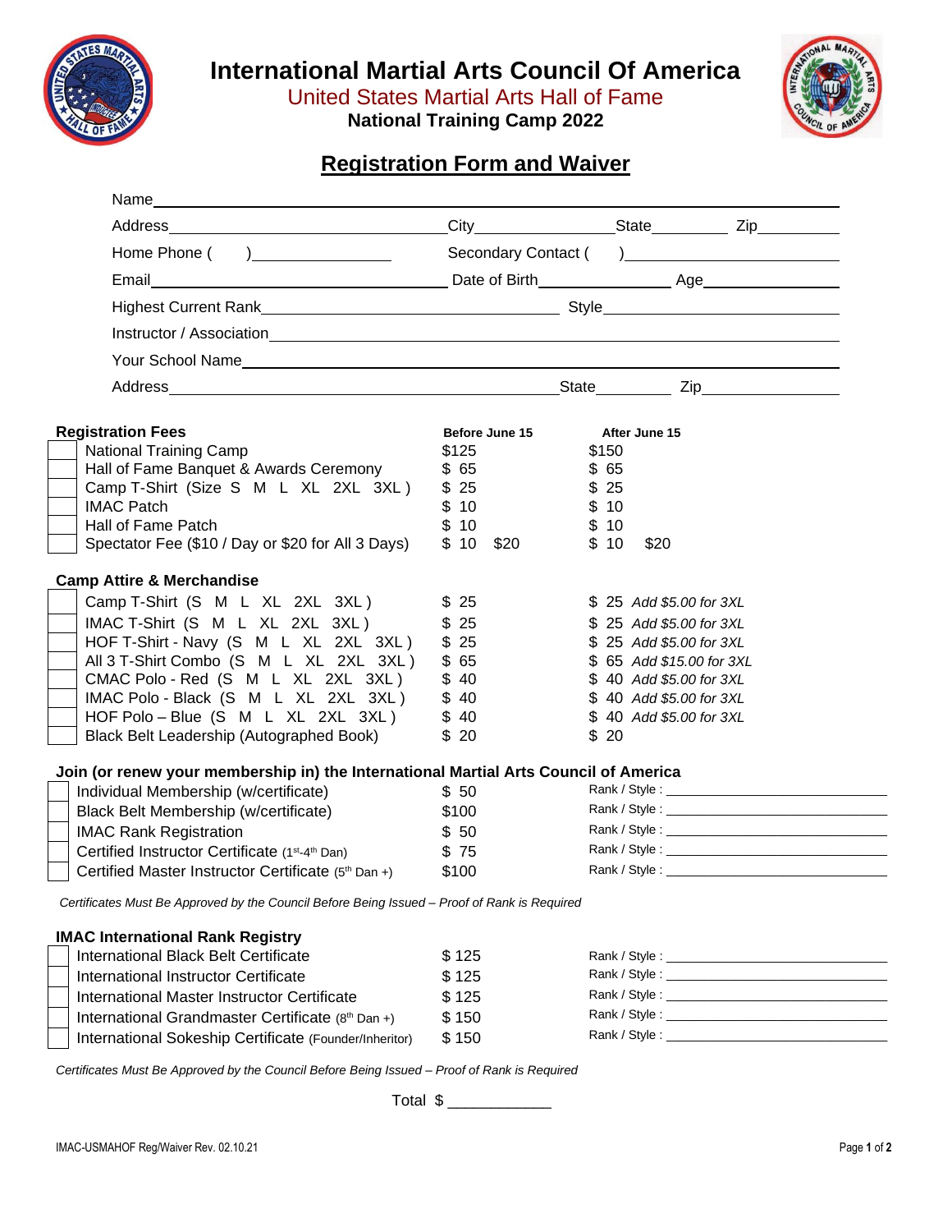# International Martial Arts Council Of America

## United States Martial Arts Hall of Fame

### National Training Camp 2022

## Registration Form and Waiver

Name\_\_\_\_\_\_\_\_\_\_\_\_\_\_\_\_\_\_\_\_\_\_\_\_\_\_\_\_\_\_\_\_\_\_\_\_\_\_\_\_\_\_\_\_\_\_\_\_\_\_\_\_\_\_\_\_\_\_\_\_

Address\_\_\_\_\_\_\_\_\_\_\_\_\_\_\_\_\_\_\_\_\_\_\_\_\_\_\_\_ City\_\_\_\_\_\_\_\_\_\_\_\_ State\_\_\_\_\_\_\_ Zip\_\_\_\_\_\_\_

Home Phone (     )\_\_\_\_\_\_\_\_\_\_\_\_\_\_ Secondary Contact (     )\_\_\_\_\_\_\_\_\_\_\_\_\_\_\_\_\_\_

Email\_\_\_\_\_\_\_\_\_\_\_\_\_\_\_\_\_\_\_\_\_\_\_\_\_\_\_\_ Date of Birth\_\_\_\_\_\_\_\_\_\_\_\_ Age\_\_\_\_\_\_\_\_\_\_\_\_

Highest Current Rank\_\_\_\_\_\_\_\_\_\_\_\_\_\_\_\_\_\_\_\_\_\_\_\_\_\_\_\_ Style\_\_\_\_\_\_\_\_\_\_\_\_\_\_\_\_\_\_\_\_

Instructor / Association\_\_\_\_\_\_\_\_\_\_\_\_\_\_\_\_\_\_\_\_\_\_\_\_\_\_\_\_\_\_\_\_\_\_\_\_\_\_\_\_\_\_\_\_\_\_\_\_\_\_

Your School Name\_\_\_\_\_\_\_\_\_\_\_\_\_\_\_\_\_\_\_\_\_\_\_\_\_\_\_\_\_\_\_\_\_\_\_\_\_\_\_\_\_\_\_\_\_\_\_\_\_\_\_\_\_\_

Address\_\_\_\_\_\_\_\_\_\_\_\_\_\_\_\_\_\_\_\_\_\_\_\_\_\_\_\_\_\_\_\_\_\_\_\_\_ State\_\_\_\_\_\_\_\_ Zip\_\_\_\_\_\_\_\_\_\_\_\_

| Registration Fees | Before June 15 | After June 15 |
|---|---|---|
| ☐ National Training Camp | $125 | $150 |
| ☐ Hall of Fame Banquet & Awards Ceremony | $ 65 | $ 65 |
| ☐ Camp T-Shirt (Size S M L XL 2XL 3XL ) | $ 25 | $ 25 |
| ☐ IMAC Patch | $ 10 | $ 10 |
| ☐ Hall of Fame Patch | $ 10 | $ 10 |
| ☐ Spectator Fee ($10 / Day or $20 for All 3 Days) | $ 10 $20 | $ 10 $20 |

| Camp Attire & Merchandise | | |
|---|---|---|
| ☐ Camp T-Shirt (S M L XL 2XL 3XL ) | $ 25 | $ 25 *Add $5.00 for 3XL* |
| ☐ IMAC T-Shirt (S M L XL 2XL 3XL ) | $ 25 | $ 25 *Add $5.00 for 3XL* |
| ☐ HOF T-Shirt - Navy (S M L XL 2XL 3XL ) | $ 25 | $ 25 *Add $5.00 for 3XL* |
| ☐ All 3 T-Shirt Combo (S M L XL 2XL 3XL ) | $ 65 | $ 65 *Add $15.00 for 3XL* |
| ☐ CMAC Polo - Red (S M L XL 2XL 3XL ) | $ 40 | $ 40 *Add $5.00 for 3XL* |
| ☐ IMAC Polo - Black (S M L XL 2XL 3XL ) | $ 40 | $ 40 *Add $5.00 for 3XL* |
| ☐ HOF Polo – Blue (S M L XL 2XL 3XL ) | $ 40 | $ 40 *Add $5.00 for 3XL* |
| ☐ Black Belt Leadership (Autographed Book) | $ 20 | $ 20 |

| Join (or renew your membership in) the International Martial Arts Council of America | | |
|---|---|---|
| ☐ Individual Membership (w/certificate) | $ 50 | Rank / Style : \_\_\_\_\_\_\_\_\_\_\_\_\_\_\_\_ |
| ☐ Black Belt Membership (w/certificate) | $100 | Rank / Style : \_\_\_\_\_\_\_\_\_\_\_\_\_\_\_\_ |
| ☐ IMAC Rank Registration | $ 50 | Rank / Style : \_\_\_\_\_\_\_\_\_\_\_\_\_\_\_\_ |
| ☐ Certified Instructor Certificate (1st-4th Dan) | $ 75 | Rank / Style : \_\_\_\_\_\_\_\_\_\_\_\_\_\_\_\_ |
| ☐ Certified Master Instructor Certificate (5th Dan +) | $100 | Rank / Style : \_\_\_\_\_\_\_\_\_\_\_\_\_\_\_\_ |

*Certificates Must Be Approved by the Council Before Being Issued – Proof of Rank is Required*

| IMAC International Rank Registry | | |
|---|---|---|
| ☐ International Black Belt Certificate | $ 125 | Rank / Style : \_\_\_\_\_\_\_\_\_\_\_\_\_\_\_\_ |
| ☐ International Instructor Certificate | $ 125 | Rank / Style : \_\_\_\_\_\_\_\_\_\_\_\_\_\_\_\_ |
| ☐ International Master Instructor Certificate | $ 125 | Rank / Style : \_\_\_\_\_\_\_\_\_\_\_\_\_\_\_\_ |
| ☐ International Grandmaster Certificate (8th Dan +) | $ 150 | Rank / Style : \_\_\_\_\_\_\_\_\_\_\_\_\_\_\_\_ |
| ☐ International Sokeship Certificate (Founder/Inheritor) | $ 150 | Rank / Style : \_\_\_\_\_\_\_\_\_\_\_\_\_\_\_\_ |

*Certificates Must Be Approved by the Council Before Being Issued – Proof of Rank is Required*

Total $ \_\_\_\_\_\_\_\_\_\_\_

IMAC-USMAHOF Reg/Waiver Rev. 02.10.21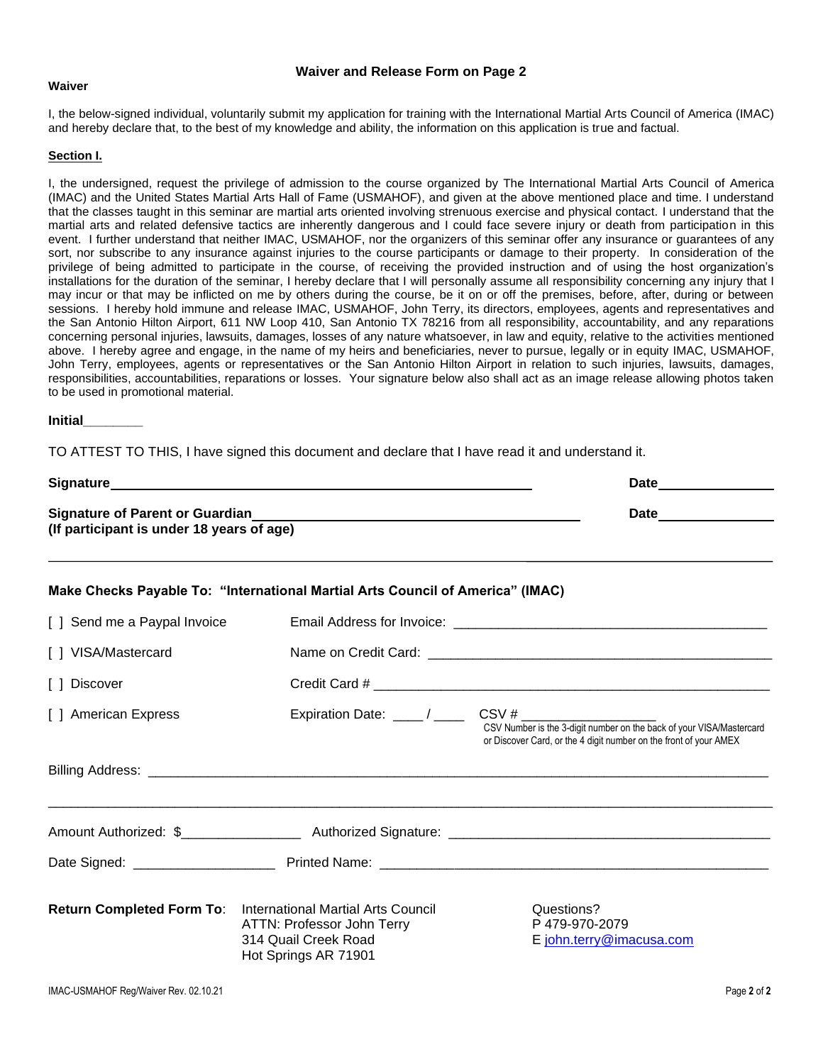## Waiver and Release Form on Page 2

**Waiver**

I, the below-signed individual, voluntarily submit my application for training with the International Martial Arts Council of America (IMAC) and hereby declare that, to the best of my knowledge and ability, the information on this application is true and factual.

**Section I.**

I, the undersigned, request the privilege of admission to the course organized by The International Martial Arts Council of America (IMAC) and the United States Martial Arts Hall of Fame (USMAHOF), and given at the above mentioned place and time. I understand that the classes taught in this seminar are martial arts oriented involving strenuous exercise and physical contact. I understand that the martial arts and related defensive tactics are inherently dangerous and I could face severe injury or death from participation in this event. I further understand that neither IMAC, USMAHOF, nor the organizers of this seminar offer any insurance or guarantees of any sort, nor subscribe to any insurance against injuries to the course participants or damage to their property. In consideration of the privilege of being admitted to participate in the course, of receiving the provided instruction and of using the host organization's installations for the duration of the seminar, I hereby declare that I will personally assume all responsibility concerning any injury that I may incur or that may be inflicted on me by others during the course, be it on or off the premises, before, after, during or between sessions. I hereby hold immune and release IMAC, USMAHOF, John Terry, its directors, employees, agents and representatives and the San Antonio Hilton Airport, 611 NW Loop 410, San Antonio TX 78216 from all responsibility, accountability, and any reparations concerning personal injuries, lawsuits, damages, losses of any nature whatsoever, in law and equity, relative to the activities mentioned above. I hereby agree and engage, in the name of my heirs and beneficiaries, never to pursue, legally or in equity IMAC, USMAHOF, John Terry, employees, agents or representatives or the San Antonio Hilton Airport in relation to such injuries, lawsuits, damages, responsibilities, accountabilities, reparations or losses. Your signature below also shall act as an image release allowing photos taken to be used in promotional material.

**Initial________**

TO ATTEST TO THIS, I have signed this document and declare that I have read it and understand it.

**Signature**______________________________ **Date**______________

**Signature of Parent or Guardian**______________________________ **Date**______________
**(If participant is under 18 years of age)**

**Make Checks Payable To: "International Martial Arts Council of America" (IMAC)**

[ ] Send me a Paypal Invoice — Email Address for Invoice: ______________________________

[ ] VISA/Mastercard — Name on Credit Card: ______________________________

[ ] Discover — Credit Card # ______________________________

[ ] American Express — Expiration Date: ____ / ____ CSV # ______________
CSV Number is the 3-digit number on the back of your VISA/Mastercard or Discover Card, or the 4 digit number on the front of your AMEX

Billing Address: ______________________________________________

______________________________________________

Amount Authorized: $______________ Authorized Signature: ______________________________

Date Signed: ______________ Printed Name: ______________________________

**Return Completed Form To**: International Martial Arts Council
ATTN: Professor John Terry
314 Quail Creek Road
Hot Springs AR 71901

Questions?
P 479-970-2079
E john.terry@imacusa.com

IMAC-USMAHOF Reg/Waiver Rev. 02.10.21